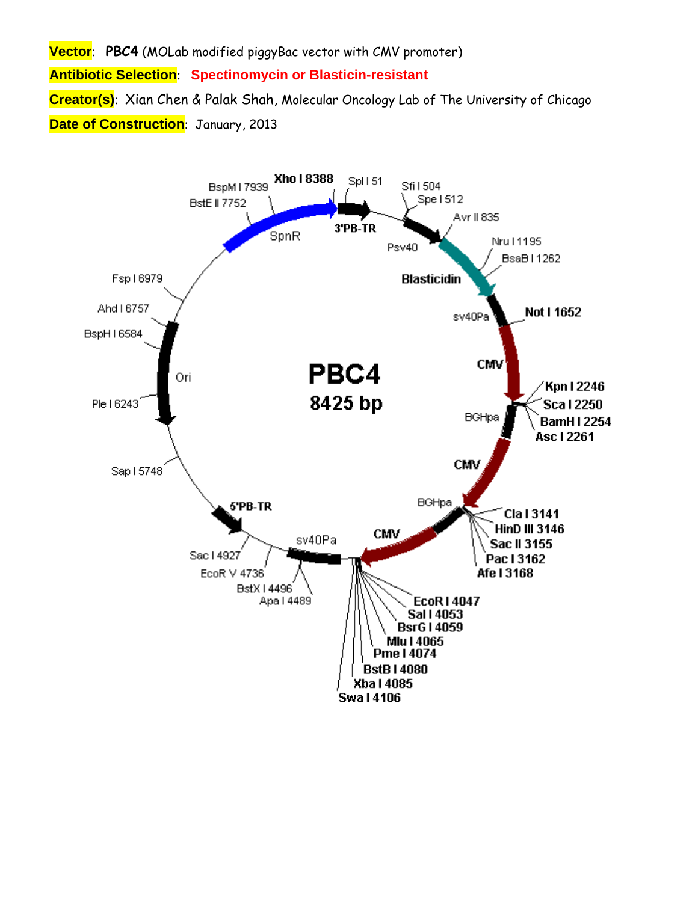**Vector**: **PBC4** (MOLab modified piggyBac vector with CMV promoter)

**Antibiotic Selection**: **Spectinomycin or Blasticin-resistant**

**Creator(s)**: Xian Chen & Palak Shah, Molecular Oncology Lab of The University of Chicago

**Date of Construction**: January, 2013

**PBC4**

**8425 bp**

**Xho I 8388**
Spl I 51
Sfi I 504
Spe I 512
Avr II 835
Nru I 1195
BsaB I 1262
**Not I 1652**
**Kpn I 2246**
**Sca I 2250**
**BamH I 2254**
**Asc I 2261**
**Cla I 3141**
**HinD III 3146**
**Sac II 3155**
**Pac I 3162**
**Afe I 3168**
**EcoR I 4047**
**Sal I 4053**
**BsrG I 4059**
**Mlu I 4065**
**Pme I 4074**
**BstB I 4080**
**Xba I 4085**
**Swa I 4106**
Apa I 4489
BstX I 4496
EcoR V 4736
Sac I 4927
Sap I 5748
Ple I 6243
BspH I 6584
Ahd I 6757
Fsp I 6979
BstE II 7752
BspM I 7939

**3'PB-TR**
Psv40
**Blasticidin**
sv40Pa
**CMV**
BGHpa
**CMV**
BGHpa
**CMV**
sv40Pa
**5'PB-TR**
Ori
SpnR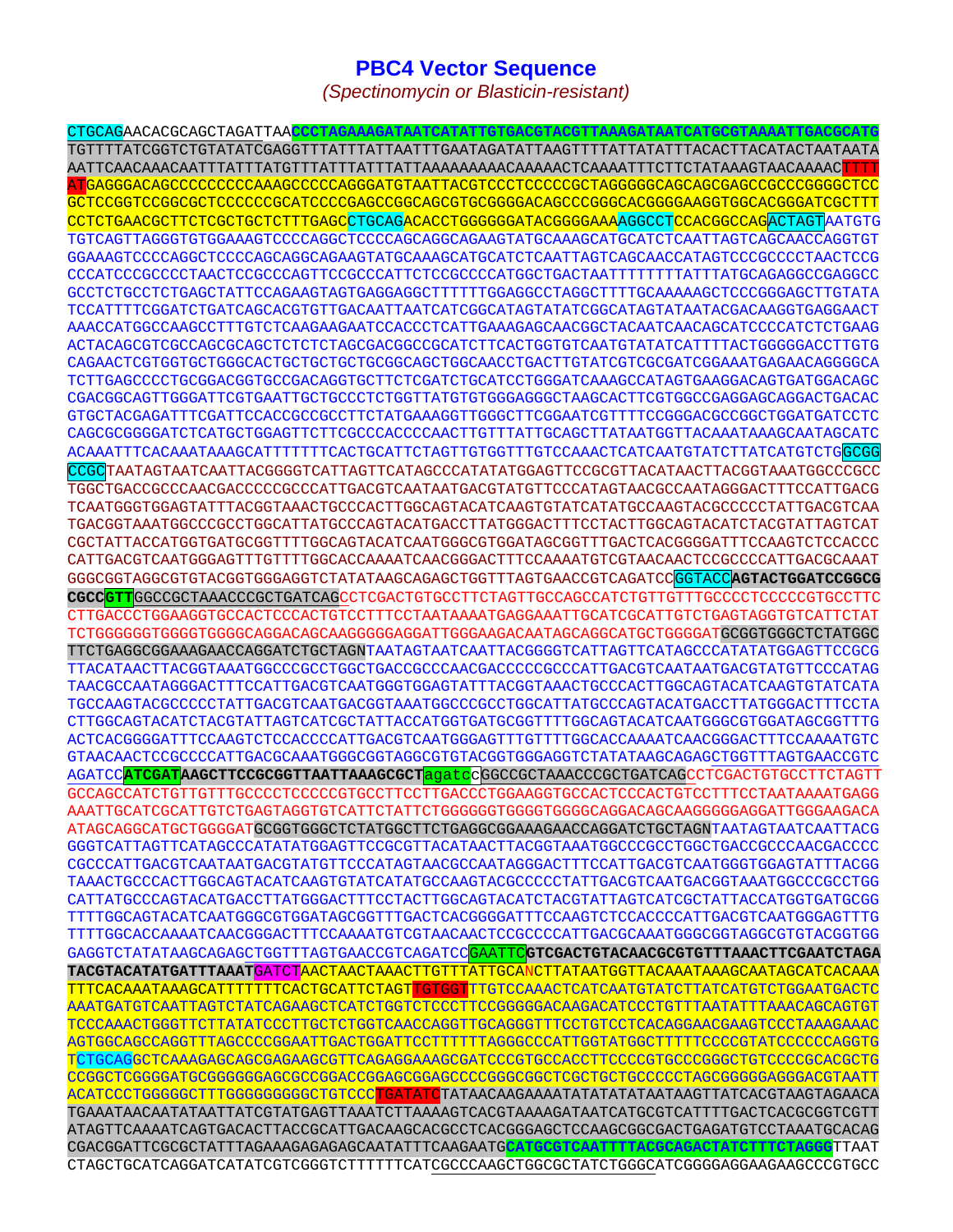# PBC4 Vector Sequence

*(Spectinomycin or Blasticin-resistant)*

```
CTGCAGAACACGCAGCTAGATTAACCCTAGAAAGATAATCATATTGTGACGTACGTTAAAGATAATCATGCGTAAAATTGACGCATG
TGTTTTATCGGTCTGTATATCGAGGTTTATTTATTAATTTGAATAGATATTAAGTTTTATTATATTTACACTTACATACTAATAATA
AATTCAACAAACAATTTATTTATGTTTATTTATTTATTAAAAAAAAACAAAAACTCAAAATTTCTTCTATAAAGTAACAAAACTTTT
ATGAGGGACAGCCCCCCCCCAAAGCCCCCAGGGATGTAATTACGTCCCTCCCCCGCTAGGGGGCAGCAGCGAGCCGCCCGGGGCTCC
GCTCCGGTCCGGCGCTCCCCCCGCATCCCCGAGCCGGCAGCGTGCGGGGACAGCCCGGGCACGGGGAAGGTGGCACGGGATCGCTTT
CCTCTGAACGCTTCTCGCTGCTCTTTGAGCCTGCAGACACCTGGGGGGATACGGGGAAAAGGCCTCCACGGCCAGACTAGTAATGTG
TGTCAGTTAGGGTGTGGAAAGTCCCCAGGCTCCCCAGCAGGCAGAAGTATGCAAAGCATGCATCTCAATTAGTCAGCAACCAGGTGT
GGAAAGTCCCCAGGCTCCCCAGCAGGCAGAAGTATGCAAAGCATGCATCTCAATTAGTCAGCAACCATAGTCCCGCCCCTAACTCCG
CCCATCCCGCCCCTAACTCCGCCCAGTTCCGCCCATTCTCCGCCCCATGGCTGACTAATTTTTTTTATTTATGCAGAGGCCGAGGCC
GCCTCTGCCTCTGAGCTATTCCAGAAGTAGTGAGGAGGCTTTTTTGGAGGCCTAGGCTTTTGCAAAAAGCTCCCGGGAGCTTGTATA
TCCATTTTCGGATCTGATCAGCACGTGTTGACAATTAATCATCGGCATAGTATATCGGCATAGTATAATACGACAAGGTGAGGAACT
AAACCATGGCCAAGCCTTTGTCTCAAGAAGAATCCACCCTCATTGAAAGAGCAACGGCTACAATCAACAGCATCCCCATCTCTGAAG
ACTACAGCGTCGCCAGCGCAGCTCTCTCTAGCGACGGCCGCATCTTCACTGGTGTCAATGTATATCATTTTACTGGGGGACCTTGTG
CAGAACTCGTGGTGCTGGGCACTGCTGCTGCTGCGGCAGCTGGCAACCTGACTTGTATCGTCGCGATCGGAAATGAGAACAGGGGCA
TCTTGAGCCCCTGCGGACGGTGCCGACAGGTGCTTCTCGATCTGCATCCTGGGATCAAAGCCATAGTGAAGGACAGTGATGGACAGC
CGACGGCAGTTGGGATTCGTGAATTGCTGCCCTCTGGTTATGTGTGGGAGGGCTAAGCACTTCGTGGCCGAGGAGCAGGACTGACAC
GTGCTACGAGATTTCGATTCCACCGCCGCCTTCTATGAAAGGTTGGGCTTCGGAATCGTTTTCCGGGACGCCGGCTGGATGATCCTC
CAGCGCGGGGATCTCATGCTGGAGTTCTTCGCCCACCCCAACTTGTTTATTGCAGCTTATAATGGTTACAAATAAAGCAATAGCATC
ACAAATTTCACAAATAAAGCATTTTTTTCACTGCATTCTAGTTGTGGTTTGTCCAAACTCATCAATGTATCTTATCATGTCTGGCGG
CCGCTAATAGTAATCAATTACGGGGTCATTAGTTCATAGCCCATATATGGAGTTCCGCGTTACATAACTTACGGTAAATGGCCCGCC
TGGCTGACCGCCCAACGACCCCCGCCCATTGACGTCAATAATGACGTATGTTCCCATAGTAACGCCAATAGGGACTTTCCATTGACG
TCAATGGGTGGAGTATTTACGGTAAACTGCCCACTTGGCAGTACATCAAGTGTATCATATGCCAAGTACGCCCCCTATTGACGTCAA
TGACGGTAAATGGCCCGCCTGGCATTATGCCCAGTACATGACCTTATGGGACTTTCCTACTTGGCAGTACATCTACGTATTAGTCAT
CGCTATTACCATGGTGATGCGGTTTTGGCAGTACATCAATGGGCGTGGATAGCGGTTTGACTCACGGGGATTTCCAAGTCTCCACCC
CATTGACGTCAATGGGAGTTTGTTTTGGCACCAAAATCAACGGGACTTTCCAAAATGTCGTAACAACTCCGCCCCATTGACGCAAAT
GGGCGGTAGGCGTGTACGGTGGGAGGTCTATATAAGCAGAGCTGGTTTAGTGAACCGTCAGATCCGGTACCAGTACTGGATCCGGCG
CGCCGTTGGCCGCTAAACCCGCTGATCAGCCTCGACTGTGCCTTCTAGTTGCCAGCCATCTGTTGTTTGCCCCTCCCCCGTGCCTTC
CTTGACCCTGGAAGGTGCCACTCCCACTGTCCTTTCCTAATAAAATGAGGAAATTGCATCGCATTGTCTGAGTAGGTGTCATTCTAT
TCTGGGGGGTGGGGTGGGGCAGGACAGCAAGGGGGAGGATTGGGAAGACAATAGCAGGCATGCTGGGGATGCGGTGGGCTCTATGGC
TTCTGAGGCGGAAAGAACCAGGATCTGCTAGNTAATAGTAATCAATTACGGGGTCATTAGTTCATAGCCCATATATGGAGTTCCGCG
TTACATAACTTACGGTAAATGGCCCGCCTGGCTGACCGCCCAACGACCCCCGCCCATTGACGTCAATAATGACGTATGTTCCCATAG
TAACGCCAATAGGGACTTTCCATTGACGTCAATGGGTGGAGTATTTACGGTAAACTGCCCACTTGGCAGTACATCAAGTGTATCATA
TGCCAAGTACGCCCCCTATTGACGTCAATGACGGTAAATGGCCCGCCTGGCATTATGCCCAGTACATGACCTTATGGGACTTTCCTA
CTTGGCAGTACATCTACGTATTAGTCATCGCTATTACCATGGTGATGCGGTTTTGGCAGTACATCAATGGGCGTGGATAGCGGTTTG
ACTCACGGGGATTTCCAAGTCTCCACCCCATTGACGTCAATGGGAGTTTGTTTTGGCACCAAAATCAACGGGACTTTCCAAAATGTC
GTAACAACTCCGCCCCATTGACGCAAATGGGCGGTAGGCGTGTACGGTGGGAGGTCTATATAAGCAGAGCTGGTTTAGTGAACCGTC
AGATCCATCGATAAGCTTCCGCGGTTAATTAAAGCGCTagatccGGCCGCTAAACCCGCTGATCAGCCTCGACTGTGCCTTCTAGTT
GCCAGCCATCTGTTGTTTGCCCCTCCCCCGTGCCTTCCTTGACCCTGGAAGGTGCCACTCCCACTGTCCTTTCCTAATAAAATGAGG
AAATTGCATCGCATTGTCTGAGTAGGTGTCATTCTATTCTGGGGGGTGGGGTGGGGCAGGACAGCAAGGGGGAGGATTGGGAAGACA
ATAGCAGGCATGCTGGGGATGCGGTGGGCTCTATGGCTTCTGAGGCGGAAAGAACCAGGATCTGCTAGNTAATAGTAATCAATTACG
GGGTCATTAGTTCATAGCCCATATATGGAGTTCCGCGTTACATAACTTACGGTAAATGGCCCGCCTGGCTGACCGCCCAACGACCCC
CGCCCATTGACGTCAATAATGACGTATGTTCCCATAGTAACGCCAATAGGGACTTTCCATTGACGTCAATGGGTGGAGTATTTACGG
TAAACTGCCCACTTGGCAGTACATCAAGTGTATCATATGCCAAGTACGCCCCCTATTGACGTCAATGACGGTAAATGGCCCGCCTGG
CATTATGCCCAGTACATGACCTTATGGGACTTTCCTACTTGGCAGTACATCTACGTATTAGTCATCGCTATTACCATGGTGATGCGG
TTTTGGCAGTACATCAATGGGCGTGGATAGCGGTTTGACTCACGGGGATTTCCAAGTCTCCACCCCATTGACGTCAATGGGAGTTTG
TTTTGGCACCAAAATCAACGGGACTTTCCAAAATGTCGTAACAACTCCGCCCCATTGACGCAAATGGGCGGTAGGCGTGTACGGTGG
GAGGTCTATATAAGCAGAGCTGGTTTAGTGAACCGTCAGATCCGAATTCGTCGACTGTACAACGCGTGTTTAAACTTCGAATCTAGA
TACGTACATATGATTTAAATGATCTAACTAACTAAACTTGTTTATTGCANCTTATAATGGTTACAAATAAAGCAATAGCATCACAAA
TTTCACAAATAAAGCATTTTTTTCACTGCATTCTAGTTGTGGTTTGTCCAAACTCATCAATGTATCTTATCATGTCTGGAATGACTC
AAATGATGTCAATTAGTCTATCAGAAGCTCATCTGGTCTCCCTTCCGGGGGACAAGACATCCCTGTTTAATATTTAAACAGCAGTGT
TCCCAAACTGGGTTCTTATATCCCTTGCTCTGGTCAACCAGGTTGCAGGGTTTCCTGTCCTCACAGGAACGAAGTCCCTAAAGAAAC
AGTGGCAGCCAGGTTTAGCCCCGGAATTGACTGGATTCCTTTTTTAGGGCCCATTGGTATGGCTTTTTCCCCGTATCCCCCCAGGTG
TCTGCAGGCTCAAAGAGCAGCGAGAAGCGTTCAGAGGAAAGCGATCCCGTGCCACCTTCCCCGTGCCCGGGCTGTCCCCGCACGCTG
CCGGCTCGGGGATGCGGGGGGAGCGCCGGACCGGAGCGGAGCCCCGGGCGGCTCGCTGCTGCCCCCTAGCGGGGGAGGGACGTAATT
ACATCCCTGGGGGCTTTGGGGGGGGGCTGTCCCTGATATCTATAACAAGAAAATATATATATATAATAAGTTATCACGTAAGTAGAACA
TGAAATAACAATATAATTATCGTATGAGTTAAATCTTAAAAGTCACGTAAAAGATAATCATGCGTCATTTTGACTCACGCGGTCGTT
ATAGTTCAAAATCAGTGACACTTACCGCATTGACAAGCACGCCTCACGGGAGCTCCAAGCGGCGACTGAGATGTCCTAAATGCACAG
CGACGGATTCGCGCTATTTAGAAAGAGAGAGCAATATTTCAAGAATGCATGCGTCAATTTTACGCAGACTATCTTTCTAGGGTTAAT
CTAGCTGCATCAGGATCATATCGTCGGGTCTTTTTTCATCGCCCAAGCTGGCGCTATCTGGGCATCGGGGAGGAAGAAGCCCGTGCC
```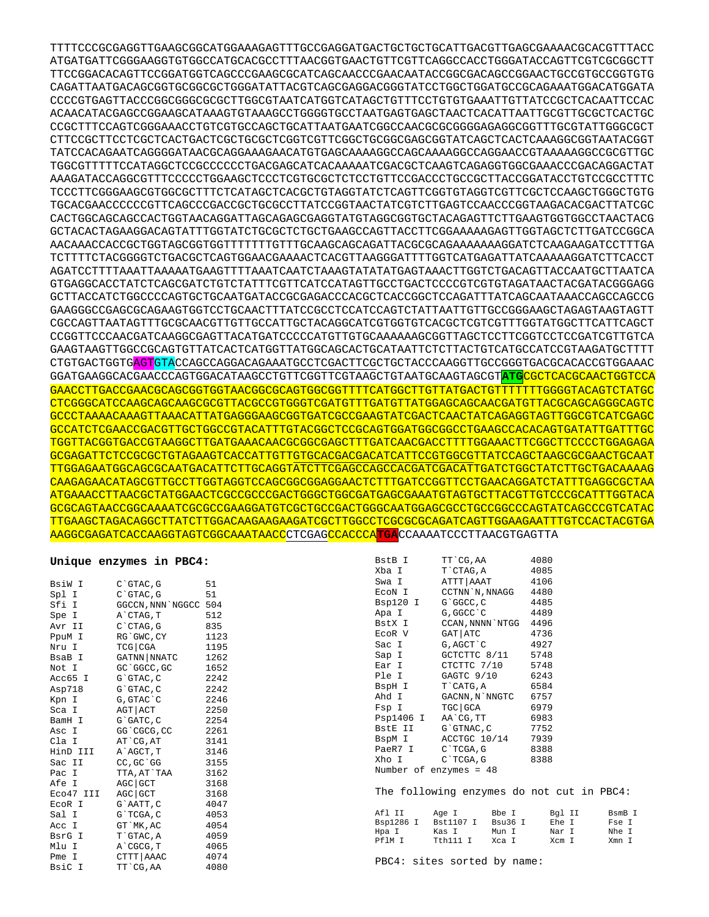```
TTTTCCCGCGAGGTTGAAGCGGCATGGAAAGAGTTTGCCGAGGATGACTGCTGCTGCATTGACGTTGAGCGAAAACGCACGTTTACC
ATGATGATTCGGGAAGGTGTGGCCATGCACGCCTTTAACGGTGAACTGTTCGTTCAGGCCACCTGGGATACCAGTTCGTCGCGGCTT
TTCCGGACACAGTTCCGGATGGTCAGCCCGAAGCGCATCAGCAACCCGAACAATACCGGCGACAGCCGGAACTGCCGTGCCGGTGTG
CAGATTAATGACAGCGGTGCGGCGCTGGGATATTACGTCAGCGAGGACGGGTATCCTGGCTGGATGCCGCAGAAATGGACATGGATA
CCCCGTGAGTTACCCGGCGGGCGCGCTTGGCGTAATCATGGTCATAGCTGTTTCCTGTGTGAAATTGTTATCCGCTCACAATTCCAC
ACAACATACGAGCCGGAAGCATAAAGTGTAAAGCCTGGGGTGCCTAATGAGTGAGCTAACTCACATTAATTGCGTTGCGCTCACTGC
CCGCTTTCCAGTCGGGAAACCTGTCGTGCCAGCTGCATTAATGAATCGGCCAACGCGCGGGGAGAGGCGGTTTGCGTATTGGGCGCT
CTTCCGCTTCCTCGCTCACTGACTCGCTGCGCTCGGTCGTTCGGCTGCGGCGAGCGGTATCAGCTCACTCAAAGGCGGTAATACGGT
TATCCACAGAATCAGGGGATAACGCAGGAAAGAACATGTGAGCAAAAGGCCAGCAAAAGGCCAGGAACCGTAAAAAGGCCGCGTTGC
TGGCGTTTTTCCATAGGCTCCGCCCCCCTGACGAGCATCACAAAAATCGACGCTCAAGTCAGAGGTGGCGAAACCCGACAGGACTAT
AAAGATACCAGGCGTTTCCCCCTGGAAGCTCCCTCGTGCGCTCTCCTGTTCCGACCCTGCCGCTTACCGGATACCTGTCCGCCTTTC
TCCCTTCGGGAAGCGTGGCGCTTTCTCATAGCTCACGCTGTAGGTATCTCAGTTCGGTGTAGGTCGTTCGCTCCAAGCTGGGCTGTG
TGCACGAACCCCCCGTTCAGCCCGACCGCTGCGCCTTATCCGGTAACTATCGTCTTGAGTCCAACCCGGTAAGACACGACTTATCGC
CACTGGCAGCAGCCACTGGTAACAGGATTAGCAGAGCGAGGTATGTAGGCGGTGCTACAGAGTTCTTGAAGTGGTGGCCTAACTACG
GCTACACTAGAAGGACAGTATTTGGTATCTGCGCTCTGCTGAAGCCAGTTACCTTCGGAAAAAGAGTTGGTAGCTCTTGATCCGGCA
AACAAACCACCGCTGGTAGCGGTGGTTTTTTTGTTTGCAAGCAGCAGATTACGCGCAGAAAAAAAGGATCTCAAGAAGATCCTTTGA
TCTTTTCTACGGGGTCTGACGCTCAGTGGAACGAAAACTCACGTTAAGGGATTTTGGTCATGAGATTATCAAAAAGGATCTTCACCT
AGATCCTTTTAAATTAAAAATGAAGTTTTAAATCAATCTAAAGTATATATGAGTAAACTTGGTCTGACAGTTACCAATGCTTAATCA
GTGAGGCACCTATCTCAGCGATCTGTCTATTTCGTTCATCCATAGTTGCCTGACTCCCCGTCGTGTAGATAACTACGATACGGGAGG
GCTTACCATCTGGCCCCAGTGCTGCAATGATACCGCGAGACCCACGCTCACCGGCTCCAGATTTATCAGCAATAAACCAGCCAGCCG
GAAGGGCCGAGCGCAGAAGTGGTCCTGCAACTTTATCCGCCTCCATCCAGTCTATTAATTGTTGCCGGGAAGCTAGAGTAAGTAGTT
CGCCAGTTAATAGTTTGCGCAACGTTGTTGCCATTGCTACAGGCATCGTGGTGTCACGCTCGTCGTTTGGTATGGCTTCATTCAGCT
CCGGTTCCCAACGATCAAGGCGAGTTACATGATCCCCCATGTTGTGCAAAAAAGCGGTTAGCTCCTTCGGTCCTCCGATCGTTGTCA
GAAGTAAGTTGGCCGCAGTGTTATCACTCATGGTTATGGCAGCACTGCATAATTCTCTTACTGTCATGCCATCCGTAAGATGCTTTT
CTGTGACTGGTGAGTGTACCAGCCAGGACAGAAATGCCTCGACTTCGCTGCTACCCAAGGTTGCCGGGTGACGCACACCGTGGAAAC
GGATGAAGGCACGAACCCAGTGGACATAAGCCTGTTCGGTTCGTAAGCTGTAATGCAAGTAGCGTATGCGCTCACGCAACTGGTCCA
GAACCTTGACCGAACGCAGCGGTGGTAACGGCGCAGTGGCGGTTTTCATGGCTTGTTATGACTGTTTTTTTGGGGTACAGTCTATGC
CTCGGGCATCCAAGCAGCAAGCGCGTTACGCCGTGGGTCGATGTTTGATGTTATGGAGCAGCAACGATGTTACGCAGCAGGGCAGTC
GCCCTAAAACAAAGTTAAACATTATGAGGGAAGCGGTGATCGCCGAAGTATCGACTCAACTATCAGAGGTAGTTGGCGTCATCGAGC
GCCATCTCGAACCGACGTTGCTGGCCGTACATTTGTACGGCTCCGCAGTGGATGGCGGCCTGAAGCCACACAGTGATATTGATTTGC
TGGTTACGGTGACCGTAAGGCTTGATGAAACAACGCGGCGAGCTTTGATCAACGACCTTTTGGAAACTTCGGCTTCCCCTGGAGAGA
GCGAGATTCTCCGCGCTGTAGAAGTCACCATTGTTGTGCACGACGACATCATTCCGTGGCGTTATCCAGCTAAGCGCGAACTGCAAT
TTGGAGAATGGCAGCGCAATGACATTCTTGCAGGTATCTTCGAGCCAGCCACGATCGACATTGATCTGGCTATCTTGCTGACAAAAG
CAAGAGAACATAGCGTTGCCTTGGTAGGTCCAGCGGCGGAGGAACTCTTTGATCCGGTTCCTGAACAGGATCTATTTGAGGCGCTAA
ATGAAACCTTAACGCTATGGAACTCGCCGCCCGACTGGGCTGGCGATGAGCGAAATGTAGTGCTTACGTTGTCCCGCATTTGGTACA
GCGCAGTAACCGGCAAAATCGCGCCGAAGGATGTCGCTGCCGACTGGGCAATGGAGCGCCTGCCGGCCCAGTATCAGCCCGTCATAC
TTGAAGCTAGACAGGCTTATCTTGGACAAGAAGAAGATCGCTTGGCCTCGCGCGCAGATCAGTTGGAAGAATTTGTCCACTACGTGA
AAGGCGAGATCACCAAGGTAGTCGGCAAATAACCCTCGAGCCACCCATGACCAAAATCCCTTAACGTGAGTTA
```

**Unique enzymes in PBC4:**

| Enzyme | Site | Position |
|---|---|---|
| BsiW I | C`GTAC,G | 51 |
| Spl I | C`GTAC,G | 51 |
| Sfi I | GGCCN,NNN`NGGCC | 504 |
| Spe I | A`CTAG,T | 512 |
| Avr II | C`CTAG,G | 835 |
| PpuM I | RG`GWC,CY | 1123 |
| Nru I | TCG\|CGA | 1195 |
| BsaB I | GATNN\|NNATC | 1262 |
| Not I | GC`GGCC,GC | 1652 |
| Acc65 I | G`GTAC,C | 2242 |
| Asp718 | G`GTAC,C | 2242 |
| Kpn I | G,GTAC`C | 2246 |
| Sca I | AGT\|ACT | 2250 |
| BamH I | G`GATC,C | 2254 |
| Asc I | GG`CGCG,CC | 2261 |
| Cla I | AT`CG,AT | 3141 |
| HinD III | A`AGCT,T | 3146 |
| Sac II | CC,GC`GG | 3155 |
| Pac I | TTA,AT`TAA | 3162 |
| Afe I | AGC\|GCT | 3168 |
| Eco47 III | AGC\|GCT | 3168 |
| EcoR I | G`AATT,C | 4047 |
| Sal I | G`TCGA,C | 4053 |
| Acc I | GT`MK,AC | 4054 |
| BsrG I | T`GTAC,A | 4059 |
| Mlu I | A`CGCG,T | 4065 |
| Pme I | CTTT\|AAAC | 4074 |
| BsiC I | TT`CG,AA | 4080 |
| BstB I | TT`CG,AA | 4080 |
| Xba I | T`CTAG,A | 4085 |
| Swa I | ATTT\|AAAT | 4106 |
| EcoN I | CCTNN`N,NNAGG | 4480 |
| Bsp120 I | G`GGCC,C | 4485 |
| Apa I | G,GGCC`C | 4489 |
| BstX I | CCAN,NNNN`NTGG | 4496 |
| EcoR V | GAT\|ATC | 4736 |
| Sac I | G,AGCT`C | 4927 |
| Sap I | GCTCTTC 8/11 | 5748 |
| Ear I | CTCTTC 7/10 | 5748 |
| Ple I | GAGTC 9/10 | 6243 |
| BspH I | T`CATG,A | 6584 |
| Ahd I | GACNN,N`NNGTC | 6757 |
| Fsp I | TGC\|GCA | 6979 |
| Psp1406 I | AA`CG,TT | 6983 |
| BstE II | G`GTNAC,C | 7752 |
| BspM I | ACCTGC 10/14 | 7939 |
| PaeR7 I | C`TCGA,G | 8388 |
| Xho I | C`TCGA,G | 8388 |

Number of enzymes = 48

The following enzymes do not cut in PBC4:

| | | | | |
|---|---|---|---|---|
| Afl II | Age I | Bbe I | Bgl II | BsmB I |
| Bsp1286 I | Bst1107 I | Bsu36 I | Ehe I | Fse I |
| Hpa I | Kas I | Mun I | Nar I | Nhe I |
| PflM I | Tth111 I | Xca I | Xcm I | Xmn I |

PBC4: sites sorted by name: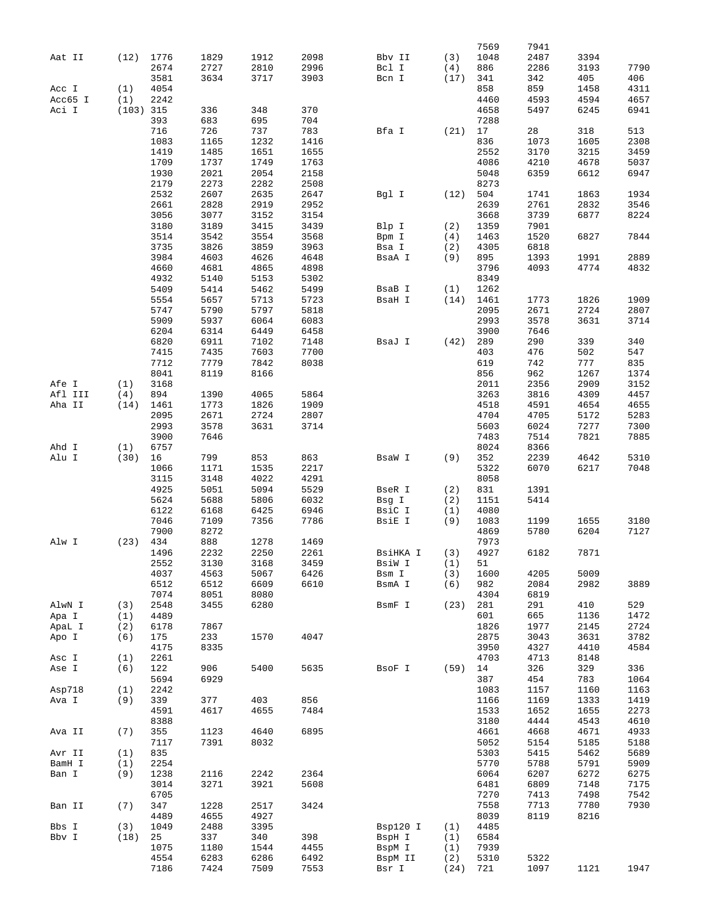| Enzyme | Sites | Positions | | | |
|---|---|---|---|---|---|
| Aat II | (12) | 1776 | 1829 | 1912 | 2098 |
| | | 2674 | 2727 | 2810 | 2996 |
| | | 3581 | 3634 | 3717 | 3903 |
| Acc I | (1) | 4054 | | | |
| Acc65 I | (1) | 2242 | | | |
| Aci I | (103) | 315 | 336 | 348 | 370 |
| | | 393 | 683 | 695 | 704 |
| | | 716 | 726 | 737 | 783 |
| | | 1083 | 1165 | 1232 | 1416 |
| | | 1419 | 1485 | 1651 | 1655 |
| | | 1709 | 1737 | 1749 | 1763 |
| | | 1930 | 2021 | 2054 | 2158 |
| | | 2179 | 2273 | 2282 | 2508 |
| | | 2532 | 2607 | 2635 | 2647 |
| | | 2661 | 2828 | 2919 | 2952 |
| | | 3056 | 3077 | 3152 | 3154 |
| | | 3180 | 3189 | 3415 | 3439 |
| | | 3514 | 3542 | 3554 | 3568 |
| | | 3735 | 3826 | 3859 | 3963 |
| | | 3984 | 4603 | 4626 | 4648 |
| | | 4660 | 4681 | 4865 | 4898 |
| | | 4932 | 5140 | 5153 | 5302 |
| | | 5409 | 5414 | 5462 | 5499 |
| | | 5554 | 5657 | 5713 | 5723 |
| | | 5747 | 5790 | 5797 | 5818 |
| | | 5909 | 5937 | 6064 | 6083 |
| | | 6204 | 6314 | 6449 | 6458 |
| | | 6820 | 6911 | 7102 | 7148 |
| | | 7415 | 7435 | 7603 | 7700 |
| | | 7712 | 7779 | 7842 | 8038 |
| | | 8041 | 8119 | 8166 | |
| Afe I | (1) | 3168 | | | |
| Afl III | (4) | 894 | 1390 | 4065 | 5864 |
| Aha II | (14) | 1461 | 1773 | 1826 | 1909 |
| | | 2095 | 2671 | 2724 | 2807 |
| | | 2993 | 3578 | 3631 | 3714 |
| | | 3900 | 7646 | | |
| Ahd I | (1) | 6757 | | | |
| Alu I | (30) | 16 | 799 | 853 | 863 |
| | | 1066 | 1171 | 1535 | 2217 |
| | | 3115 | 3148 | 4022 | 4291 |
| | | 4925 | 5051 | 5094 | 5529 |
| | | 5624 | 5688 | 5806 | 6032 |
| | | 6122 | 6168 | 6425 | 6946 |
| | | 7046 | 7109 | 7356 | 7786 |
| | | 7900 | 8272 | | |
| Alw I | (23) | 434 | 888 | 1278 | 1469 |
| | | 1496 | 2232 | 2250 | 2261 |
| | | 2552 | 3130 | 3168 | 3459 |
| | | 4037 | 4563 | 5067 | 6426 |
| | | 6512 | 6512 | 6609 | 6610 |
| | | 7074 | 8051 | 8080 | |
| AlwN I | (3) | 2548 | 3455 | 6280 | |
| Apa I | (1) | 4489 | | | |
| ApaL I | (2) | 6178 | 7867 | | |
| Apo I | (6) | 175 | 233 | 1570 | 4047 |
| | | 4175 | 8335 | | |
| Asc I | (1) | 2261 | | | |
| Ase I | (6) | 122 | 906 | 5400 | 5635 |
| | | 5694 | 6929 | | |
| Asp718 | (1) | 2242 | | | |
| Ava I | (9) | 339 | 377 | 403 | 856 |
| | | 4591 | 4617 | 4655 | 7484 |
| | | 8388 | | | |
| Ava II | (7) | 355 | 1123 | 4640 | 6895 |
| | | 7117 | 7391 | 8032 | |
| Avr II | (1) | 835 | | | |
| BamH I | (1) | 2254 | | | |
| Ban I | (9) | 1238 | 2116 | 2242 | 2364 |
| | | 3014 | 3271 | 3921 | 5608 |
| | | 6705 | | | |
| Ban II | (7) | 347 | 1228 | 2517 | 3424 |
| | | 4489 | 4655 | 4927 | |
| Bbs I | (3) | 1049 | 2488 | 3395 | |
| Bbv I | (18) | 25 | 337 | 340 | 398 |
| | | 1075 | 1180 | 1544 | 4455 |
| | | 4554 | 6283 | 6286 | 6492 |
| | | 7186 | 7424 | 7509 | 7553 |
| | | 7569 | 7941 | | |
| Bbv II | (3) | 1048 | 2487 | 3394 | |
| Bcl I | (4) | 886 | 2286 | 3193 | 7790 |
| Bcn I | (17) | 341 | 342 | 405 | 406 |
| | | 858 | 859 | 1458 | 4311 |
| | | 4460 | 4593 | 4594 | 4657 |
| | | 4658 | 5497 | 6245 | 6941 |
| | | 7288 | | | |
| Bfa I | (21) | 17 | 28 | 318 | 513 |
| | | 836 | 1073 | 1605 | 2308 |
| | | 2552 | 3170 | 3215 | 3459 |
| | | 4086 | 4210 | 4678 | 5037 |
| | | 5048 | 6359 | 6612 | 6947 |
| | | 8273 | | | |
| Bgl I | (12) | 504 | 1741 | 1863 | 1934 |
| | | 2639 | 2761 | 2832 | 3546 |
| | | 3668 | 3739 | 6877 | 8224 |
| Blp I | (2) | 1359 | 7901 | | |
| Bpm I | (4) | 1463 | 1520 | 6827 | 7844 |
| Bsa I | (2) | 4305 | 6818 | | |
| BsaA I | (9) | 895 | 1393 | 1991 | 2889 |
| | | 3796 | 4093 | 4774 | 4832 |
| | | 8349 | | | |
| BsaB I | (1) | 1262 | | | |
| BsaH I | (14) | 1461 | 1773 | 1826 | 1909 |
| | | 2095 | 2671 | 2724 | 2807 |
| | | 2993 | 3578 | 3631 | 3714 |
| | | 3900 | 7646 | | |
| BsaJ I | (42) | 289 | 290 | 339 | 340 |
| | | 403 | 476 | 502 | 547 |
| | | 619 | 742 | 777 | 835 |
| | | 856 | 962 | 1267 | 1374 |
| | | 2011 | 2356 | 2909 | 3152 |
| | | 3263 | 3816 | 4309 | 4457 |
| | | 4518 | 4591 | 4654 | 4655 |
| | | 4704 | 4705 | 5172 | 5283 |
| | | 5603 | 6024 | 7277 | 7300 |
| | | 7483 | 7514 | 7821 | 7885 |
| | | 8024 | 8366 | | |
| BsaW I | (9) | 352 | 2239 | 4642 | 5310 |
| | | 5322 | 6070 | 6217 | 7048 |
| | | 8058 | | | |
| BseR I | (2) | 831 | 1391 | | |
| Bsg I | (2) | 1151 | 5414 | | |
| BsiC I | (1) | 4080 | | | |
| BsiE I | (9) | 1083 | 1199 | 1655 | 3180 |
| | | 4869 | 5780 | 6204 | 7127 |
| | | 7973 | | | |
| BsiHKA I | (3) | 4927 | 6182 | 7871 | |
| BsiW I | (1) | 51 | | | |
| Bsm I | (3) | 1600 | 4205 | 5009 | |
| BsmA I | (6) | 982 | 2084 | 2982 | 3889 |
| | | 4304 | 6819 | | |
| BsmF I | (23) | 281 | 291 | 410 | 529 |
| | | 601 | 665 | 1136 | 1472 |
| | | 1826 | 1977 | 2145 | 2724 |
| | | 2875 | 3043 | 3631 | 3782 |
| | | 3950 | 4327 | 4410 | 4584 |
| | | 4703 | 4713 | 8148 | |
| BsoF I | (59) | 14 | 326 | 329 | 336 |
| | | 387 | 454 | 783 | 1064 |
| | | 1083 | 1157 | 1160 | 1163 |
| | | 1166 | 1169 | 1333 | 1419 |
| | | 1533 | 1652 | 1655 | 2273 |
| | | 3180 | 4444 | 4543 | 4610 |
| | | 4661 | 4668 | 4671 | 4933 |
| | | 5052 | 5154 | 5185 | 5188 |
| | | 5303 | 5415 | 5462 | 5689 |
| | | 5770 | 5788 | 5791 | 5909 |
| | | 6064 | 6207 | 6272 | 6275 |
| | | 6481 | 6809 | 7148 | 7175 |
| | | 7270 | 7413 | 7498 | 7542 |
| | | 7558 | 7713 | 7780 | 7930 |
| | | 8039 | 8119 | 8216 | |
| Bsp120 I | (1) | 4485 | | | |
| BspH I | (1) | 6584 | | | |
| BspM I | (1) | 7939 | | | |
| BspM II | (2) | 5310 | 5322 | | |
| Bsr I | (24) | 721 | 1097 | 1121 | 1947 |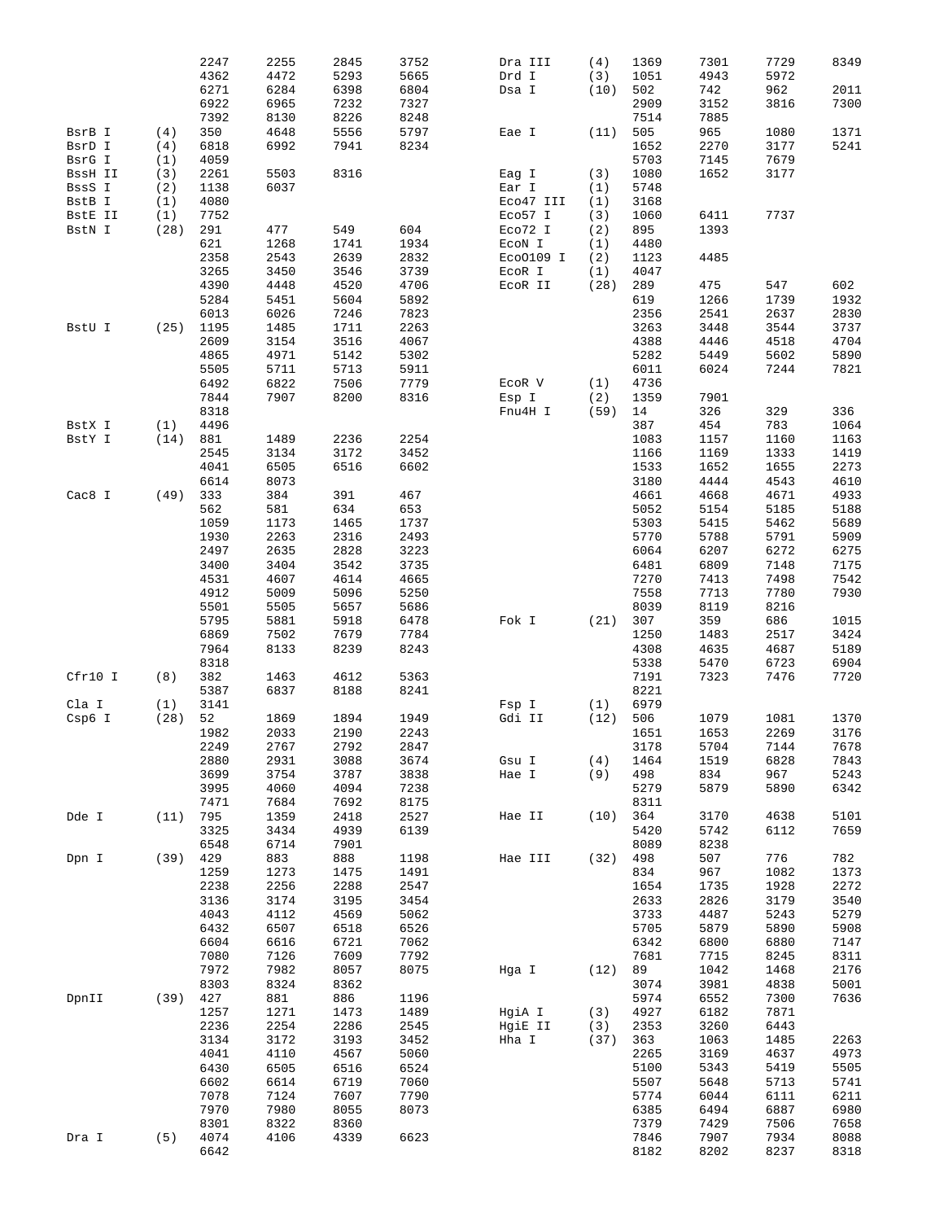| Enzyme | Count | Positions | | | |
|---|---|---|---|---|---|
| | | 2247 | 2255 | 2845 | 3752 |
| | | 4362 | 4472 | 5293 | 5665 |
| | | 6271 | 6284 | 6398 | 6804 |
| | | 6922 | 6965 | 7232 | 7327 |
| | | 7392 | 8130 | 8226 | 8248 |
| BsrB I | (4) | 350 | 4648 | 5556 | 5797 |
| BsrD I | (4) | 6818 | 6992 | 7941 | 8234 |
| BsrG I | (1) | 4059 | | | |
| BssH II | (3) | 2261 | 5503 | 8316 | |
| BssS I | (2) | 1138 | 6037 | | |
| BstB I | (1) | 4080 | | | |
| BstE II | (1) | 7752 | | | |
| BstN I | (28) | 291 | 477 | 549 | 604 |
| | | 621 | 1268 | 1741 | 1934 |
| | | 2358 | 2543 | 2639 | 2832 |
| | | 3265 | 3450 | 3546 | 3739 |
| | | 4390 | 4448 | 4520 | 4706 |
| | | 5284 | 5451 | 5604 | 5892 |
| | | 6013 | 6026 | 7246 | 7823 |
| BstU I | (25) | 1195 | 1485 | 1711 | 2263 |
| | | 2609 | 3154 | 3516 | 4067 |
| | | 4865 | 4971 | 5142 | 5302 |
| | | 5505 | 5711 | 5713 | 5911 |
| | | 6492 | 6822 | 7506 | 7779 |
| | | 7844 | 7907 | 8200 | 8316 |
| | | 8318 | | | |
| BstX I | (1) | 4496 | | | |
| BstY I | (14) | 881 | 1489 | 2236 | 2254 |
| | | 2545 | 3134 | 3172 | 3452 |
| | | 4041 | 6505 | 6516 | 6602 |
| | | 6614 | 8073 | | |
| Cac8 I | (49) | 333 | 384 | 391 | 467 |
| | | 562 | 581 | 634 | 653 |
| | | 1059 | 1173 | 1465 | 1737 |
| | | 1930 | 2263 | 2316 | 2493 |
| | | 2497 | 2635 | 2828 | 3223 |
| | | 3400 | 3404 | 3542 | 3735 |
| | | 4531 | 4607 | 4614 | 4665 |
| | | 4912 | 5009 | 5096 | 5250 |
| | | 5501 | 5505 | 5657 | 5686 |
| | | 5795 | 5881 | 5918 | 6478 |
| | | 6869 | 7502 | 7679 | 7784 |
| | | 7964 | 8133 | 8239 | 8243 |
| | | 8318 | | | |
| Cfr10 I | (8) | 382 | 1463 | 4612 | 5363 |
| | | 5387 | 6837 | 8188 | 8241 |
| Cla I | (1) | 3141 | | | |
| Csp6 I | (28) | 52 | 1869 | 1894 | 1949 |
| | | 1982 | 2033 | 2190 | 2243 |
| | | 2249 | 2767 | 2792 | 2847 |
| | | 2880 | 2931 | 3088 | 3674 |
| | | 3699 | 3754 | 3787 | 3838 |
| | | 3995 | 4060 | 4094 | 7238 |
| | | 7471 | 7684 | 7692 | 8175 |
| Dde I | (11) | 795 | 1359 | 2418 | 2527 |
| | | 3325 | 3434 | 4939 | 6139 |
| | | 6548 | 6714 | 7901 | |
| Dpn I | (39) | 429 | 883 | 888 | 1198 |
| | | 1259 | 1273 | 1475 | 1491 |
| | | 2238 | 2256 | 2288 | 2547 |
| | | 3136 | 3174 | 3195 | 3454 |
| | | 4043 | 4112 | 4569 | 5062 |
| | | 6432 | 6507 | 6518 | 6526 |
| | | 6604 | 6616 | 6721 | 7062 |
| | | 7080 | 7126 | 7609 | 7792 |
| | | 7972 | 7982 | 8057 | 8075 |
| | | 8303 | 8324 | 8362 | |
| DpnII | (39) | 427 | 881 | 886 | 1196 |
| | | 1257 | 1271 | 1473 | 1489 |
| | | 2236 | 2254 | 2286 | 2545 |
| | | 3134 | 3172 | 3193 | 3452 |
| | | 4041 | 4110 | 4567 | 5060 |
| | | 6430 | 6505 | 6516 | 6524 |
| | | 6602 | 6614 | 6719 | 7060 |
| | | 7078 | 7124 | 7607 | 7790 |
| | | 7970 | 7980 | 8055 | 8073 |
| | | 8301 | 8322 | 8360 | |
| Dra I | (5) | 4074 | 4106 | 4339 | 6623 |
| | | 6642 | | | |
| Dra III | (4) | 1369 | 7301 | 7729 | 8349 |
| Drd I | (3) | 1051 | 4943 | 5972 | |
| Dsa I | (10) | 502 | 742 | 962 | 2011 |
| | | 2909 | 3152 | 3816 | 7300 |
| | | 7514 | 7885 | | |
| Eae I | (11) | 505 | 965 | 1080 | 1371 |
| | | 1652 | 2270 | 3177 | 5241 |
| | | 5703 | 7145 | 7679 | |
| Eag I | (3) | 1080 | 1652 | 3177 | |
| Ear I | (1) | 5748 | | | |
| Eco47 III | (1) | 3168 | | | |
| Eco57 I | (3) | 1060 | 6411 | 7737 | |
| Eco72 I | (2) | 895 | 1393 | | |
| EcoN I | (1) | 4480 | | | |
| EcoO109 I | (2) | 1123 | 4485 | | |
| EcoR I | (1) | 4047 | | | |
| EcoR II | (28) | 289 | 475 | 547 | 602 |
| | | 619 | 1266 | 1739 | 1932 |
| | | 2356 | 2541 | 2637 | 2830 |
| | | 3263 | 3448 | 3544 | 3737 |
| | | 4388 | 4446 | 4518 | 4704 |
| | | 5282 | 5449 | 5602 | 5890 |
| | | 6011 | 6024 | 7244 | 7821 |
| EcoR V | (1) | 4736 | | | |
| Esp I | (2) | 1359 | 7901 | | |
| Fnu4H I | (59) | 14 | 326 | 329 | 336 |
| | | 387 | 454 | 783 | 1064 |
| | | 1083 | 1157 | 1160 | 1163 |
| | | 1166 | 1169 | 1333 | 1419 |
| | | 1533 | 1652 | 1655 | 2273 |
| | | 3180 | 4444 | 4543 | 4610 |
| | | 4661 | 4668 | 4671 | 4933 |
| | | 5052 | 5154 | 5185 | 5188 |
| | | 5303 | 5415 | 5462 | 5689 |
| | | 5770 | 5788 | 5791 | 5909 |
| | | 6064 | 6207 | 6272 | 6275 |
| | | 6481 | 6809 | 7148 | 7175 |
| | | 7270 | 7413 | 7498 | 7542 |
| | | 7558 | 7713 | 7780 | 7930 |
| | | 8039 | 8119 | 8216 | |
| Fok I | (21) | 307 | 359 | 686 | 1015 |
| | | 1250 | 1483 | 2517 | 3424 |
| | | 4308 | 4635 | 4687 | 5189 |
| | | 5338 | 5470 | 6723 | 6904 |
| | | 7191 | 7323 | 7476 | 7720 |
| | | 8221 | | | |
| Fsp I | (1) | 6979 | | | |
| Gdi II | (12) | 506 | 1079 | 1081 | 1370 |
| | | 1651 | 1653 | 2269 | 3176 |
| | | 3178 | 5704 | 7144 | 7678 |
| Gsu I | (4) | 1464 | 1519 | 6828 | 7843 |
| Hae I | (9) | 498 | 834 | 967 | 5243 |
| | | 5279 | 5879 | 5890 | 6342 |
| | | 8311 | | | |
| Hae II | (10) | 364 | 3170 | 4638 | 5101 |
| | | 5420 | 5742 | 6112 | 7659 |
| | | 8089 | 8238 | | |
| Hae III | (32) | 498 | 507 | 776 | 782 |
| | | 834 | 967 | 1082 | 1373 |
| | | 1654 | 1735 | 1928 | 2272 |
| | | 2633 | 2826 | 3179 | 3540 |
| | | 3733 | 4487 | 5243 | 5279 |
| | | 5705 | 5879 | 5890 | 5908 |
| | | 6342 | 6800 | 6880 | 7147 |
| | | 7681 | 7715 | 8245 | 8311 |
| Hga I | (12) | 89 | 1042 | 1468 | 2176 |
| | | 3074 | 3981 | 4838 | 5001 |
| | | 5974 | 6552 | 7300 | 7636 |
| HgiA I | (3) | 4927 | 6182 | 7871 | |
| HgiE II | (3) | 2353 | 3260 | 6443 | |
| Hha I | (37) | 363 | 1063 | 1485 | 2263 |
| | | 2265 | 3169 | 4637 | 4973 |
| | | 5100 | 5343 | 5419 | 5505 |
| | | 5507 | 5648 | 5713 | 5741 |
| | | 5774 | 6044 | 6111 | 6211 |
| | | 6385 | 6494 | 6887 | 6980 |
| | | 7379 | 7429 | 7506 | 7658 |
| | | 7846 | 7907 | 7934 | 8088 |
| | | 8182 | 8202 | 8237 | 8318 |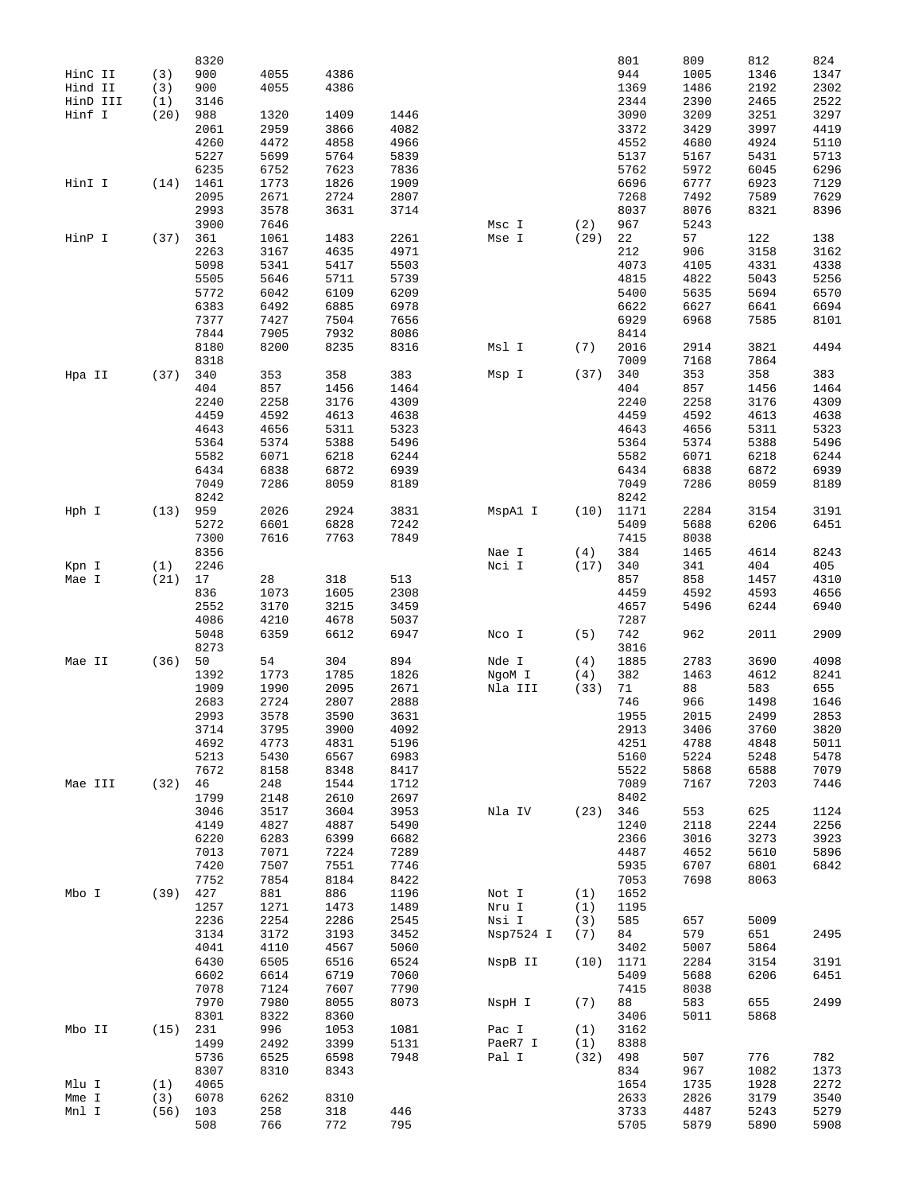```
                8320                                                 801     809     812     824
HinC II   (3)   900     4055    4386                                 944     1005    1346    1347
Hind II   (3)   900     4055    4386                                 1369    1486    2192    2302
HinD III  (1)   3146                                                 2344    2390    2465    2522
Hinf I    (20)  988     1320    1409    1446                         3090    3209    3251    3297
                2061    2959    3866    4082                         3372    3429    3997    4419
                4260    4472    4858    4966                         4552    4680    4924    5110
                5227    5699    5764    5839                         5137    5167    5431    5713
                6235    6752    7623    7836                         5762    5972    6045    6296
HinI I    (14)  1461    1773    1826    1909                         6696    6777    6923    7129
                2095    2671    2724    2807                         7268    7492    7589    7629
                2993    3578    3631    3714                         8037    8076    8321    8396
                3900    7646                      Msc I      (2)     967     5243
HinP I    (37)  361     1061    1483    2261      Mse I      (29)    22      57      122     138
                2263    3167    4635    4971                         212     906     3158    3162
                5098    5341    5417    5503                         4073    4105    4331    4338
                5505    5646    5711    5739                         4815    4822    5043    5256
                5772    6042    6109    6209                         5400    5635    5694    6570
                6383    6492    6885    6978                         6622    6627    6641    6694
                7377    7427    7504    7656                         6929    6968    7585    8101
                7844    7905    7932    8086                         8414
                8180    8200    8235    8316      Msl I      (7)     2016    2914    3821    4494
                8318                                                 7009    7168    7864
Hpa II    (37)  340     353     358     383       Msp I      (37)    340     353     358     383
                404     857     1456    1464                         404     857     1456    1464
                2240    2258    3176    4309                         2240    2258    3176    4309
                4459    4592    4613    4638                         4459    4592    4613    4638
                4643    4656    5311    5323                         4643    4656    5311    5323
                5364    5374    5388    5496                         5364    5374    5388    5496
                5582    6071    6218    6244                         5582    6071    6218    6244
                6434    6838    6872    6939                         6434    6838    6872    6939
                7049    7286    8059    8189                         7049    7286    8059    8189
                8242                                                 8242
Hph I     (13)  959     2026    2924    3831      MspA1 I    (10)    1171    2284    3154    3191
                5272    6601    6828    7242                         5409    5688    6206    6451
                7300    7616    7763    7849                         7415    8038
                8356                              Nae I      (4)     384     1465    4614    8243
Kpn I     (1)   2246                              Nci I      (17)    340     341     404     405
Mae I     (21)  17      28      318     513                          857     858     1457    4310
                836     1073    1605    2308                         4459    4592    4593    4656
                2552    3170    3215    3459                         4657    5496    6244    6940
                4086    4210    4678    5037                         7287
                5048    6359    6612    6947      Nco I      (5)     742     962     2011    2909
                8273                                                 3816
Mae II    (36)  50      54      304     894       Nde I      (4)     1885    2783    3690    4098
                1392    1773    1785    1826      NgoM I     (4)     382     1463    4612    8241
                1909    1990    2095    2671      Nla III    (33)    71      88      583     655
                2683    2724    2807    2888                         746     966     1498    1646
                2993    3578    3590    3631                         1955    2015    2499    2853
                3714    3795    3900    4092                         2913    3406    3760    3820
                4692    4773    4831    5196                         4251    4788    4848    5011
                5213    5430    6567    6983                         5160    5224    5248    5478
                7672    8158    8348    8417                         5522    5868    6588    7079
Mae III   (32)  46      248     1544    1712                         7089    7167    7203    7446
                1799    2148    2610    2697                         8402
                3046    3517    3604    3953      Nla IV     (23)    346     553     625     1124
                4149    4827    4887    5490                         1240    2118    2244    2256
                6220    6283    6399    6682                         2366    3016    3273    3923
                7013    7071    7224    7289                         4487    4652    5610    5896
                7420    7507    7551    7746                         5935    6707    6801    6842
                7752    7854    8184    8422                         7053    7698    8063
Mbo I     (39)  427     881     886     1196      Not I      (1)     1652
                1257    1271    1473    1489      Nru I      (1)     1195
                2236    2254    2286    2545      Nsi I      (3)     585     657     5009
                3134    3172    3193    3452      Nsp7524 I  (7)     84      579     651     2495
                4041    4110    4567    5060                         3402    5007    5864
                6430    6505    6516    6524      NspB II    (10)    1171    2284    3154    3191
                6602    6614    6719    7060                         5409    5688    6206    6451
                7078    7124    7607    7790                         7415    8038
                7970    7980    8055    8073      NspH I     (7)     88      583     655     2499
                8301    8322    8360                                 3406    5011    5868
Mbo II    (15)  231     996     1053    1081      Pac I      (1)     3162
                1499    2492    3399    5131      PaeR7 I    (1)     8388
                5736    6525    6598    7948      Pal I      (32)    498     507     776     782
                8307    8310    8343                                 834     967     1082    1373
Mlu I     (1)   4065                                                 1654    1735    1928    2272
Mme I     (3)   6078    6262    8310                                 2633    2826    3179    3540
Mnl I     (56)  103     258     318     446                          3733    4487    5243    5279
                508     766     772     795                          5705    5879    5890    5908
```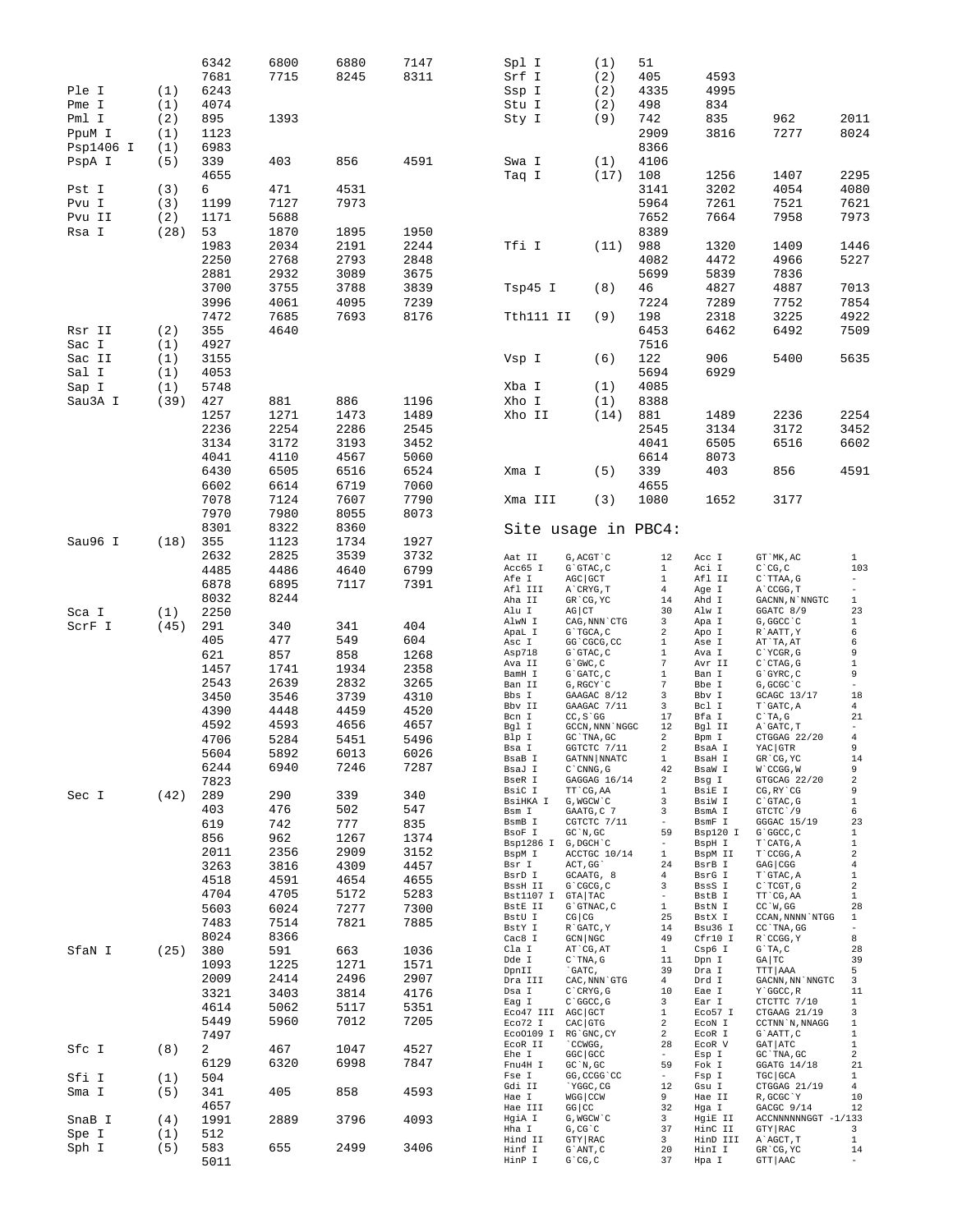| Enzyme | Count | Sites | | | |
|---|---|---|---|---|---|
| | | 6342 | 6800 | 6880 | 7147 |
| | | 7681 | 7715 | 8245 | 8311 |
| Ple I | (1) | 6243 | | | |
| Pme I | (1) | 4074 | | | |
| Pml I | (2) | 895 | 1393 | | |
| PpuM I | (1) | 1123 | | | |
| Psp1406 I | (1) | 6983 | | | |
| PspA I | (5) | 339 | 403 | 856 | 4591 |
| | | 4655 | | | |
| Pst I | (3) | 6 | 471 | 4531 | |
| Pvu I | (3) | 1199 | 7127 | 7973 | |
| Pvu II | (2) | 1171 | 5688 | | |
| Rsa I | (28) | 53 | 1870 | 1895 | 1950 |
| | | 1983 | 2034 | 2191 | 2244 |
| | | 2250 | 2768 | 2793 | 2848 |
| | | 2881 | 2932 | 3089 | 3675 |
| | | 3700 | 3755 | 3788 | 3839 |
| | | 3996 | 4061 | 4095 | 7239 |
| | | 7472 | 7685 | 7693 | 8176 |
| Rsr II | (2) | 355 | 4640 | | |
| Sac I | (1) | 4927 | | | |
| Sac II | (1) | 3155 | | | |
| Sal I | (1) | 4053 | | | |
| Sap I | (1) | 5748 | | | |
| Sau3A I | (39) | 427 | 881 | 886 | 1196 |
| | | 1257 | 1271 | 1473 | 1489 |
| | | 2236 | 2254 | 2286 | 2545 |
| | | 3134 | 3172 | 3193 | 3452 |
| | | 4041 | 4110 | 4567 | 5060 |
| | | 6430 | 6505 | 6516 | 6524 |
| | | 6602 | 6614 | 6719 | 7060 |
| | | 7078 | 7124 | 7607 | 7790 |
| | | 7970 | 7980 | 8055 | 8073 |
| | | 8301 | 8322 | 8360 | |
| Sau96 I | (18) | 355 | 1123 | 1734 | 1927 |
| | | 2632 | 2825 | 3539 | 3732 |
| | | 4485 | 4486 | 4640 | 6799 |
| | | 6878 | 6895 | 7117 | 7391 |
| | | 8032 | 8244 | | |
| Sca I | (1) | 2250 | | | |
| ScrF I | (45) | 291 | 340 | 341 | 404 |
| | | 405 | 477 | 549 | 604 |
| | | 621 | 857 | 858 | 1268 |
| | | 1457 | 1741 | 1934 | 2358 |
| | | 2543 | 2639 | 2832 | 3265 |
| | | 3450 | 3546 | 3739 | 4310 |
| | | 4390 | 4448 | 4459 | 4520 |
| | | 4592 | 4593 | 4656 | 4657 |
| | | 4706 | 5284 | 5451 | 5496 |
| | | 5604 | 5892 | 6013 | 6026 |
| | | 6244 | 6940 | 7246 | 7287 |
| | | 7823 | | | |
| Sec I | (42) | 289 | 290 | 339 | 340 |
| | | 403 | 476 | 502 | 547 |
| | | 619 | 742 | 777 | 835 |
| | | 856 | 962 | 1267 | 1374 |
| | | 2011 | 2356 | 2909 | 3152 |
| | | 3263 | 3816 | 4309 | 4457 |
| | | 4518 | 4591 | 4654 | 4655 |
| | | 4704 | 4705 | 5172 | 5283 |
| | | 5603 | 6024 | 7277 | 7300 |
| | | 7483 | 7514 | 7821 | 7885 |
| | | 8024 | 8366 | | |
| SfaN I | (25) | 380 | 591 | 663 | 1036 |
| | | 1093 | 1225 | 1271 | 1571 |
| | | 2009 | 2414 | 2496 | 2907 |
| | | 3321 | 3403 | 3814 | 4176 |
| | | 4614 | 5062 | 5117 | 5351 |
| | | 5449 | 5960 | 7012 | 7205 |
| | | 7497 | | | |
| Sfc I | (8) | 2 | 467 | 1047 | 4527 |
| | | 6129 | 6320 | 6998 | 7847 |
| Sfi I | (1) | 504 | | | |
| Sma I | (5) | 341 | 405 | 858 | 4593 |
| | | 4657 | | | |
| SnaB I | (4) | 1991 | 2889 | 3796 | 4093 |
| Spe I | (1) | 512 | | | |
| Sph I | (5) | 583 | 655 | 2499 | 3406 |
| | | 5011 | | | |

| Enzyme | Count | Sites | | | |
|---|---|---|---|---|---|
| Spl I | (1) | 51 | | | |
| Srf I | (2) | 405 | 4593 | | |
| Ssp I | (2) | 4335 | 4995 | | |
| Stu I | (2) | 498 | 834 | | |
| Sty I | (9) | 742 | 835 | 962 | 2011 |
| | | 2909 | 3816 | 7277 | 8024 |
| | | 8366 | | | |
| Swa I | (1) | 4106 | | | |
| Taq I | (17) | 108 | 1256 | 1407 | 2295 |
| | | 3141 | 3202 | 4054 | 4080 |
| | | 5964 | 7261 | 7521 | 7621 |
| | | 7652 | 7664 | 7958 | 7973 |
| | | 8389 | | | |
| Tfi I | (11) | 988 | 1320 | 1409 | 1446 |
| | | 4082 | 4472 | 4966 | 5227 |
| | | 5699 | 5839 | 7836 | |
| Tsp45 I | (8) | 46 | 4827 | 4887 | 7013 |
| | | 7224 | 7289 | 7752 | 7854 |
| Tth111 II | (9) | 198 | 2318 | 3225 | 4922 |
| | | 6453 | 6462 | 6492 | 7509 |
| | | 7516 | | | |
| Vsp I | (6) | 122 | 906 | 5400 | 5635 |
| | | 5694 | 6929 | | |
| Xba I | (1) | 4085 | | | |
| Xho I | (1) | 8388 | | | |
| Xho II | (14) | 881 | 1489 | 2236 | 2254 |
| | | 2545 | 3134 | 3172 | 3452 |
| | | 4041 | 6505 | 6516 | 6602 |
| | | 6614 | 8073 | | |
| Xma I | (5) | 339 | 403 | 856 | 4591 |
| | | 4655 | | | |
| Xma III | (3) | 1080 | 1652 | 3177 | |

## Site usage in PBC4:

| Enzyme | Site | Count | Enzyme | Site | Count |
|---|---|---|---|---|---|
| Aat II | G,ACGT`C | 12 | Acc I | GT`MK,AC | 1 |
| Acc65 I | G`GTAC,C | 1 | Aci I | C`CG,C | 103 |
| Afe I | AGC\|GCT | 1 | Afl II | C`TTAA,G | - |
| Afl III | A`CRYG,T | 4 | Age I | A`CCGG,T | - |
| Aha II | GR`CG,YC | 14 | Ahd I | GACNN,N`NNGTC | 1 |
| Alu I | AG\|CT | 30 | Alw I | GGATC 8/9 | 23 |
| AlwN I | CAG,NNN`CTG | 3 | Apa I | G,GGCC`C | 1 |
| ApaL I | G`TGCA,C | 2 | Apo I | R`AATT,Y | 6 |
| Asc I | GG`CGCG,CC | 1 | Ase I | AT`TA,AT | 6 |
| Asp718 | G`GTAC,C | 1 | Ava I | C`YCGR,G | 9 |
| Ava II | G`GWC,C | 7 | Avr II | C`CTAG,G | 1 |
| BamH I | G`GATC,C | 1 | Ban I | G`GYRC,C | 9 |
| Ban II | G,RGCY`C | 7 | Bbe I | G,GCGC`C | - |
| Bbs I | GAAGAC 8/12 | 3 | Bbv I | GCAGC 13/17 | 18 |
| Bbv II | GAAGAC 7/11 | 3 | Bcl I | T`GATC,A | 4 |
| Bcn I | CC,S`GG | 17 | Bfa I | C`TA,G | 21 |
| Bgl I | GCCN,NNN`NGGC | 12 | Bgl II | A`GATC,T | - |
| Blp I | GC`TNA,GC | 2 | Bpm I | CTGGAG 22/20 | 4 |
| Bsa I | GGTCTC 7/11 | 2 | BsaA I | YAC\|GTR | 9 |
| BsaB I | GATNN\|NNATC | 1 | BsaH I | GR`CG,YC | 14 |
| BsaJ I | C`CNNG,G | 42 | BsaW I | W`CCGG,W | 9 |
| BseR I | GAGGAG 16/14 | 2 | Bsg I | GTGCAG 22/20 | 2 |
| BsiC I | TT`CG,AA | 1 | BsiE I | CG,RY`CG | 9 |
| BsiHKA I | G,WGCW`C | 3 | BsiW I | C`GTAC,G | 1 |
| Bsm I | GAATG,C 7 | 3 | BsmA I | GTCTC`/9 | 6 |
| BsmB I | CGTCTC 7/11 | - | BsmF I | GGGAC 15/19 | 23 |
| BsoF I | GC`N,GC | 59 | Bsp120 I | G`GGCC,C | 1 |
| Bsp1286 I | G,DGCH`C | - | BspH I | T`CATG,A | 1 |
| BspM I | ACCTGC 10/14 | 1 | BspM II | T`CCGG,A | 2 |
| Bsr I | ACT,GG` | 24 | BsrB I | GAG\|CGG | 4 |
| BsrD I | GCAATG, 8 | 4 | BsrG I | T`GTAC,A | 1 |
| BssH II | G`CGCG,C | 3 | BssS I | C`TCGT,G | 2 |
| Bst1107 I | GTA\|TAC | - | BstB I | TT`CG,AA | 1 |
| BstE II | G`GTNAC,C | 1 | BstN I | CC`W,GG | 28 |
| BstU I | CG\|CG | 25 | BstX I | CCAN,NNNN`NTGG | 1 |
| BstY I | R`GATC,Y | 14 | Bsu36 I | CC`TNA,GG | - |
| Cac8 I | GCN\|NGC | 49 | Cfr10 I | R`CCGG,Y | 8 |
| Cla I | AT`CG,AT | 1 | Csp6 I | G`TA,C | 28 |
| Dde I | C`TNA,G | 11 | Dpn I | GA\|TC | 39 |
| DpnII | `GATC, | 39 | Dra I | TTT\|AAA | 5 |
| Dra III | CAC,NNN`GTG | 4 | Drd I | GACNN,NN`NNGTC | 3 |
| Dsa I | C`CRYG,G | 10 | Eae I | Y`GGCC,R | 11 |
| Eag I | C`GGCC,G | 3 | Ear I | CTCTTC 7/10 | 1 |
| Eco47 III | AGC\|GCT | 1 | Eco57 I | CTGAAG 21/19 | 3 |
| Eco72 I | CAC\|GTG | 2 | EcoN I | CCTNN`N,NNAGG | 1 |
| Eco0109 I | RG`GNC,CY | 2 | EcoR I | G`AATT,C | 1 |
| EcoR II | `CCWGG, | 28 | EcoR V | GAT\|ATC | 1 |
| Ehe I | GGC\|GCC | - | Esp I | GC`TNA,GC | 2 |
| Fnu4H I | GC`N,GC | 59 | Fok I | GGATG 14/18 | 21 |
| Fse I | GG,CCGG`CC | - | Fsp I | TGC\|GCA | 1 |
| Gdi II | `YGGC,CG | 12 | Gsu I | CTGGAG 21/19 | 4 |
| Hae I | WGG\|CCW | 9 | Hae II | R,GCGC`Y | 10 |
| Hae III | GG\|CC | 32 | Hga I | GACGC 9/14 | 12 |
| HgiA I | G,WGCW`C | 3 | HgiE II | ACCNNNNNNGGT -1/133 | |
| Hha I | G,CG`C | 37 | HinC II | GTY\|RAC | 3 |
| Hind II | GTY\|RAC | 3 | HinD III | A`AGCT,T | 1 |
| Hinf I | G`ANT,C | 20 | HinI I | GR`CG,YC | 14 |
| HinP I | G`CG,C | 37 | Hpa I | GTT\|AAC | - |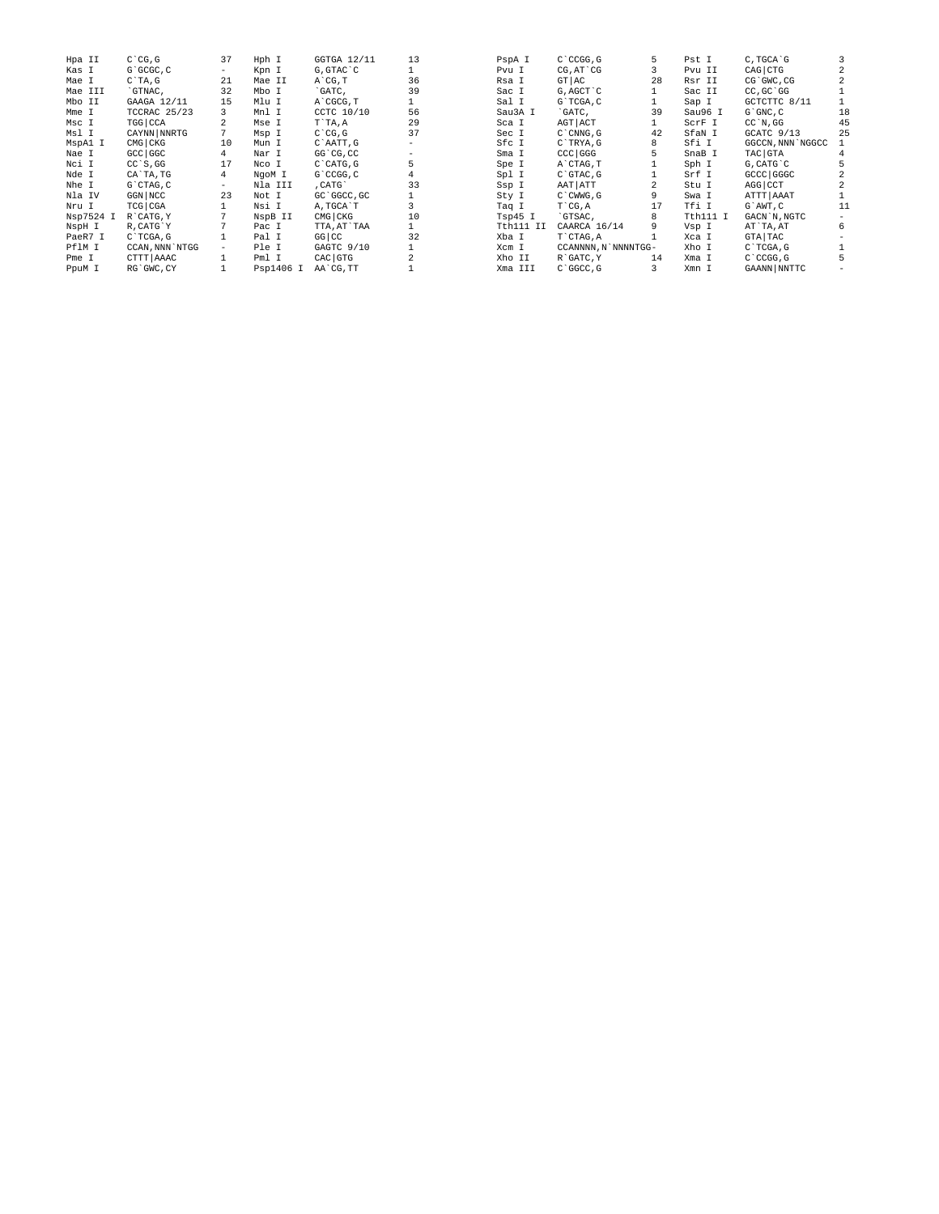| | | | | | | | | | | | |
|---|---|---|---|---|---|---|---|---|---|---|---|
| Hpa II | C`CG,G | 37 | Hph I | GGTGA 12/11 | 13 | PspA I | C`CCGG,G | 5 | Pst I | C,TGCA`G | 3 |
| Kas I | G`GCGC,C | - | Kpn I | G,GTAC`C | 1 | Pvu I | CG,AT`CG | 3 | Pvu II | CAG|CTG | 2 |
| Mae I | C`TA,G | 21 | Mae II | A`CG,T | 36 | Rsa I | GT|AC | 28 | Rsr II | CG`GWC,CG | 2 |
| Mae III | `GTNAC, | 32 | Mbo I | `GATC, | 39 | Sac I | G,AGCT`C | 1 | Sac II | CC,GC`GG | 1 |
| Mbo II | GAAGA 12/11 | 15 | Mlu I | A`CGCG,T | 1 | Sal I | G`TCGA,C | 1 | Sap I | GCTCTTC 8/11 | 1 |
| Mme I | TCCRAC 25/23 | 3 | Mnl I | CCTC 10/10 | 56 | Sau3A I | `GATC, | 39 | Sau96 I | G`GNC,C | 18 |
| Msc I | TGG|CCA | 2 | Mse I | T`TA,A | 29 | Sca I | AGT|ACT | 1 | ScrF I | CC`N,GG | 45 |
| Msl I | CAYNN|NNRTG | 7 | Msp I | C`CG,G | 37 | Sec I | C`CNNG,G | 42 | SfaN I | GCATC 9/13 | 25 |
| MspA1 I | CMG|CKG | 10 | Mun I | C`AATT,G | - | Sfc I | C`TRYA,G | 8 | Sfi I | GGCCN,NNN`NGGCC | 1 |
| Nae I | GCC|GGC | 4 | Nar I | GG`CG,CC | - | Sma I | CCC|GGG | 5 | SnaB I | TAC|GTA | 4 |
| Nci I | CC`S,GG | 17 | Nco I | C`CATG,G | 5 | Spe I | A`CTAG,T | 1 | Sph I | G,CATG`C | 5 |
| Nde I | CA`TA,TG | 4 | NgoM I | G`CCGG,C | 4 | Spl I | C`GTAC,G | 1 | Srf I | GCCC|GGGC | 2 |
| Nhe I | G`CTAG,C | - | Nla III | ,CATG` | 33 | Ssp I | AAT|ATT | 2 | Stu I | AGG|CCT | 2 |
| Nla IV | GGN|NCC | 23 | Not I | GC`GGCC,GC | 1 | Sty I | C`CWWG,G | 9 | Swa I | ATTT|AAAT | 1 |
| Nru I | TCG|CGA | 1 | Nsi I | A,TGCA`T | 3 | Taq I | T`CG,A | 17 | Tfi I | G`AWT,C | 11 |
| Nsp7524 I | R`CATG,Y | 7 | NspB II | CMG|CKG | 10 | Tsp45 I | `GTSAC, | 8 | Tth111 I | GACN`N,NGTC | - |
| NspH I | R,CATG`Y | 7 | Pac I | TTA,AT`TAA | 1 | Tth111 II | CAARCA 16/14 | 9 | Vsp I | AT`TA,AT | 6 |
| PaeR7 I | C`TCGA,G | 1 | Pal I | GG|CC | 32 | Xba I | T`CTAG,A | 1 | Xca I | GTA|TAC | - |
| PflM I | CCAN,NNN`NTGG | - | Ple I | GAGTC 9/10 | 1 | Xcm I | CCANNNN,N`NNNNTGG | - | Xho I | C`TCGA,G | 1 |
| Pme I | CTTT|AAAC | 1 | Pml I | CAC|GTG | 2 | Xho II | R`GATC,Y | 14 | Xma I | C`CCGG,G | 5 |
| PpuM I | RG`GWC,CY | 1 | Psp1406 I | AA`CG,TT | 1 | Xma III | C`GGCC,G | 3 | Xmn I | GAANN|NNTTC | - |